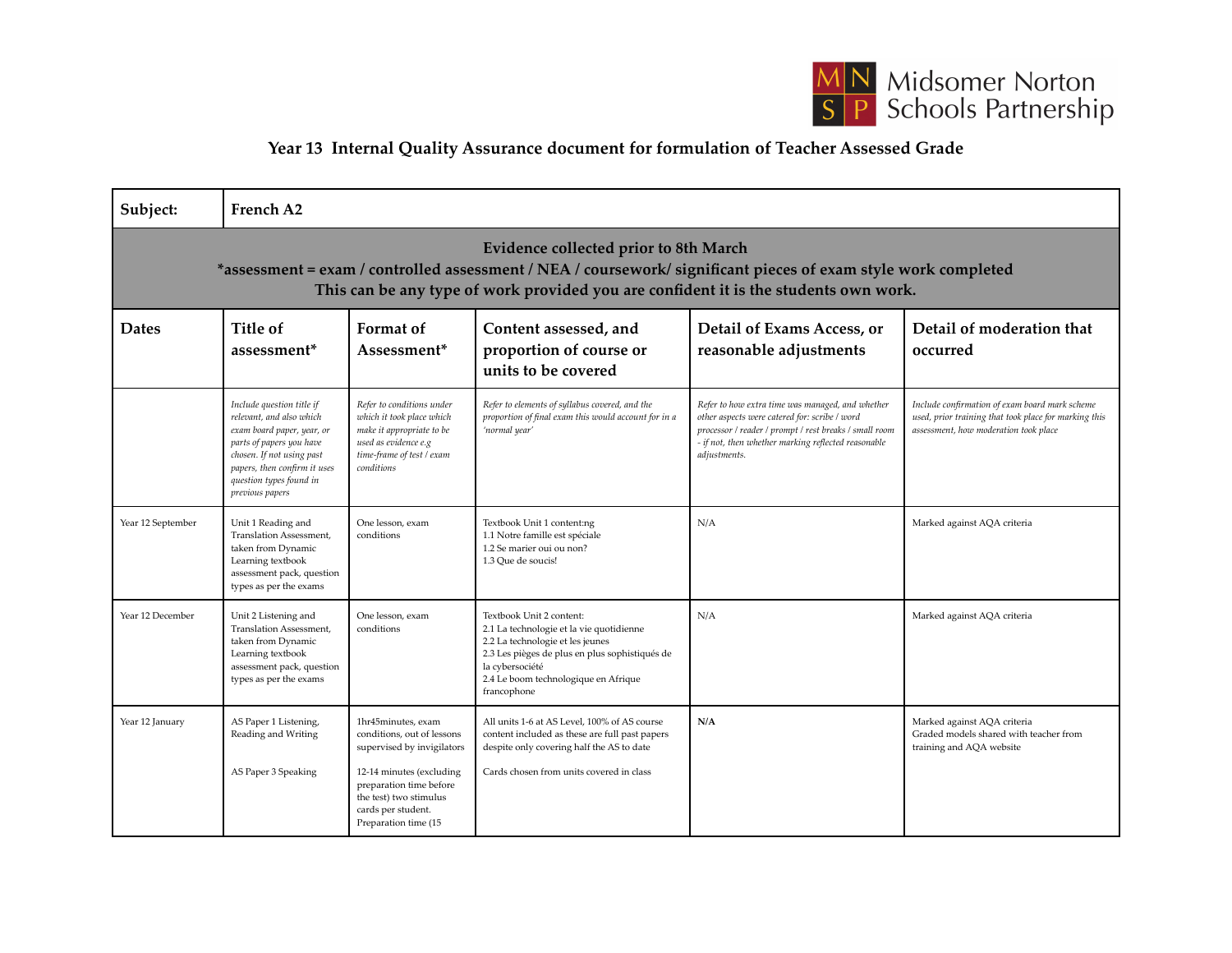Midsomer Norton Schools Partnership

## Year 13 Internal Quality Assurance document for formulation of Teacher Assessed Grade

| Subject: | French A2 | | | | |
|---|---|---|---|---|---|
| **Evidence collected prior to 8th March**<br>**\*assessment = exam / controlled assessment / NEA / coursework/ significant pieces of exam style work completed**<br>**This can be any type of work provided you are confident it is the students own work.** | | | | | |
| **Dates** | **Title of assessment\*** | **Format of Assessment\*** | **Content assessed, and proportion of course or units to be covered** | **Detail of Exams Access, or reasonable adjustments** | **Detail of moderation that occurred** |
| | *Include question title if relevant, and also which exam board paper, year, or parts of papers you have chosen. If not using past papers, then confirm it uses question types found in previous papers* | *Refer to conditions under which it took place which make it appropriate to be used as evidence e.g time-frame of test / exam conditions* | *Refer to elements of syllabus covered, and the proportion of final exam this would account for in a 'normal year'* | *Refer to how extra time was managed, and whether other aspects were catered for: scribe / word processor / reader / prompt / rest breaks / small room - if not, then whether marking reflected reasonable adjustments.* | *Include confirmation of exam board mark scheme used, prior training that took place for marking this assessment, how moderation took place* |
| Year 12 September | Unit 1 Reading and Translation Assessment, taken from Dynamic Learning textbook assessment pack, question types as per the exams | One lesson, exam conditions | Textbook Unit 1 content:ng<br>1.1 Notre famille est spéciale<br>1.2 Se marier oui ou non?<br>1.3 Que de soucis! | N/A | Marked against AQA criteria |
| Year 12 December | Unit 2 Listening and Translation Assessment, taken from Dynamic Learning textbook assessment pack, question types as per the exams | One lesson, exam conditions | Textbook Unit 2 content:<br>2.1 La technologie et la vie quotidienne<br>2.2 La technologie et les jeunes<br>2.3 Les pièges de plus en plus sophistiqués de la cybersociété<br>2.4 Le boom technologique en Afrique francophone | N/A | Marked against AQA criteria |
| Year 12 January | AS Paper 1 Listening, Reading and Writing<br><br>AS Paper 3 Speaking | 1hr45minutes, exam conditions, out of lessons supervised by invigilators<br><br>12-14 minutes (excluding preparation time before the test) two stimulus cards per student. Preparation time (15 | All units 1-6 at AS Level, 100% of AS course content included as these are full past papers despite only covering half the AS to date<br><br>Cards chosen from units covered in class | **N/A** | Marked against AQA criteria<br>Graded models shared with teacher from training and AQA website |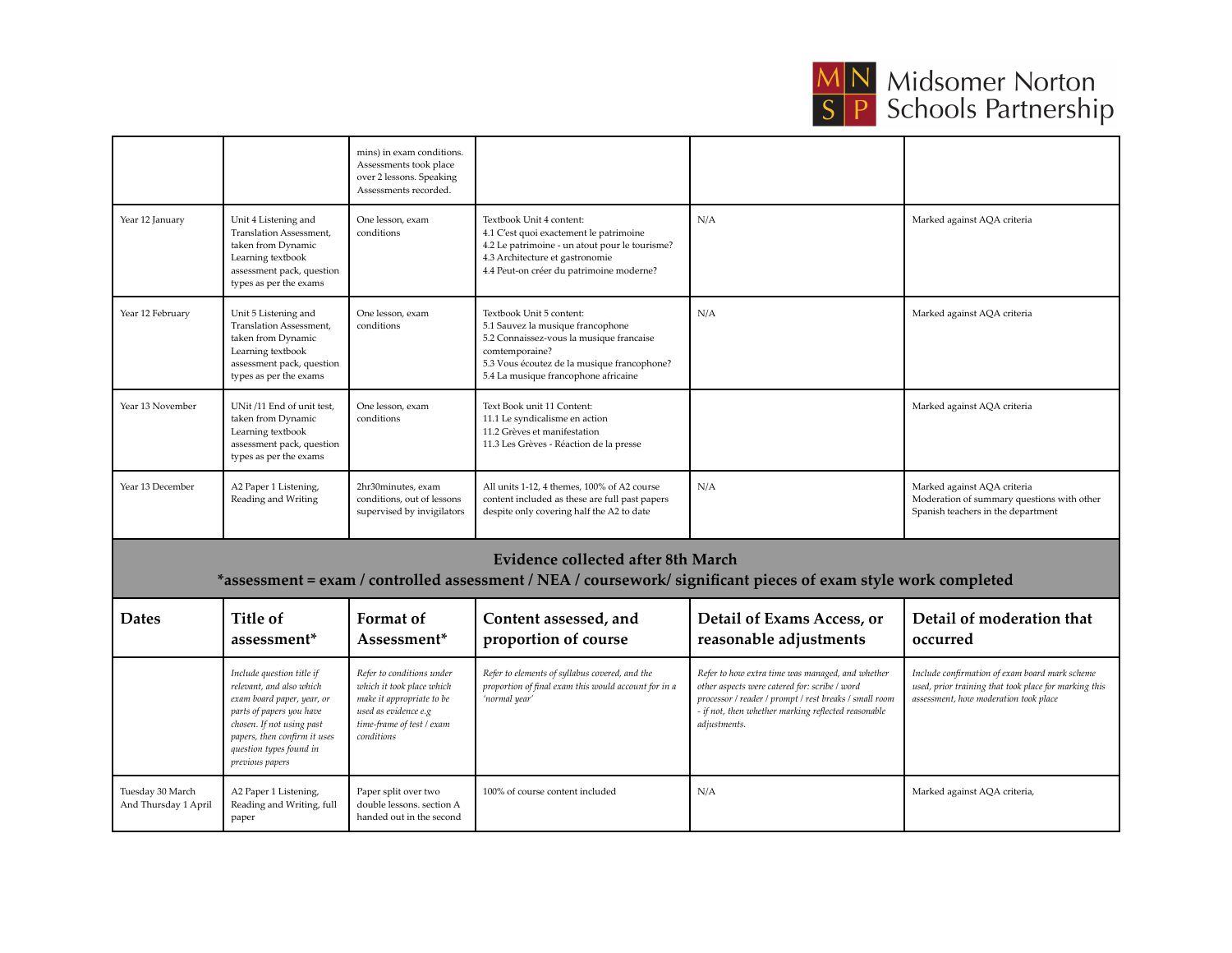| | | | | | |
|---|---|---|---|---|---|
| | | mins) in exam conditions. Assessments took place over 2 lessons. Speaking Assessments recorded. | | | |
| Year 12 January | Unit 4 Listening and Translation Assessment, taken from Dynamic Learning textbook assessment pack, question types as per the exams | One lesson, exam conditions | Textbook Unit 4 content:<br>4.1 C'est quoi exactement le patrimoine<br>4.2 Le patrimoine - un atout pour le tourisme?<br>4.3 Architecture et gastronomie<br>4.4 Peut-on créer du patrimoine moderne? | N/A | Marked against AQA criteria |
| Year 12 February | Unit 5 Listening and Translation Assessment, taken from Dynamic Learning textbook assessment pack, question types as per the exams | One lesson, exam conditions | Textbook Unit 5 content:<br>5.1 Sauvez la musique francophone<br>5.2 Connaissez-vous la musique francaise comtemporaine?<br>5.3 Vous écoutez de la musique francophone?<br>5.4 La musique francophone africaine | N/A | Marked against AQA criteria |
| Year 13 November | UNit /11 End of unit test, taken from Dynamic Learning textbook assessment pack, question types as per the exams | One lesson, exam conditions | Text Book unit 11 Content:<br>11.1 Le syndicalisme en action<br>11.2 Grèves et manifestation<br>11.3 Les Grèves - Réaction de la presse | | Marked against AQA criteria |
| Year 13 December | A2 Paper 1 Listening, Reading and Writing | 2hr30minutes, exam conditions, out of lessons supervised by invigilators | All units 1-12, 4 themes, 100% of A2 course content included as these are full past papers despite only covering half the A2 to date | N/A | Marked against AQA criteria<br>Moderation of summary questions with other Spanish teachers in the department |

**Evidence collected after 8th March**
***assessment = exam / controlled assessment / NEA / coursework/ significant pieces of exam style work completed**

| Dates | Title of assessment* | Format of Assessment* | Content assessed, and proportion of course | Detail of Exams Access, or reasonable adjustments | Detail of moderation that occurred |
|---|---|---|---|---|---|
| | *Include question title if relevant, and also which exam board paper, year, or parts of papers you have chosen. If not using past papers, then confirm it uses question types found in previous papers* | *Refer to conditions under which it took place which make it appropriate to be used as evidence e.g time-frame of test / exam conditions* | *Refer to elements of syllabus covered, and the proportion of final exam this would account for in a 'normal year'* | *Refer to how extra time was managed, and whether other aspects were catered for: scribe / word processor / reader / prompt / rest breaks / small room - if not, then whether marking reflected reasonable adjustments.* | *Include confirmation of exam board mark scheme used, prior training that took place for marking this assessment, how moderation took place* |
| Tuesday 30 March And Thursday 1 April | A2 Paper 1 Listening, Reading and Writing, full paper | Paper split over two double lessons. section A handed out in the second | 100% of course content included | N/A | Marked against AQA criteria, |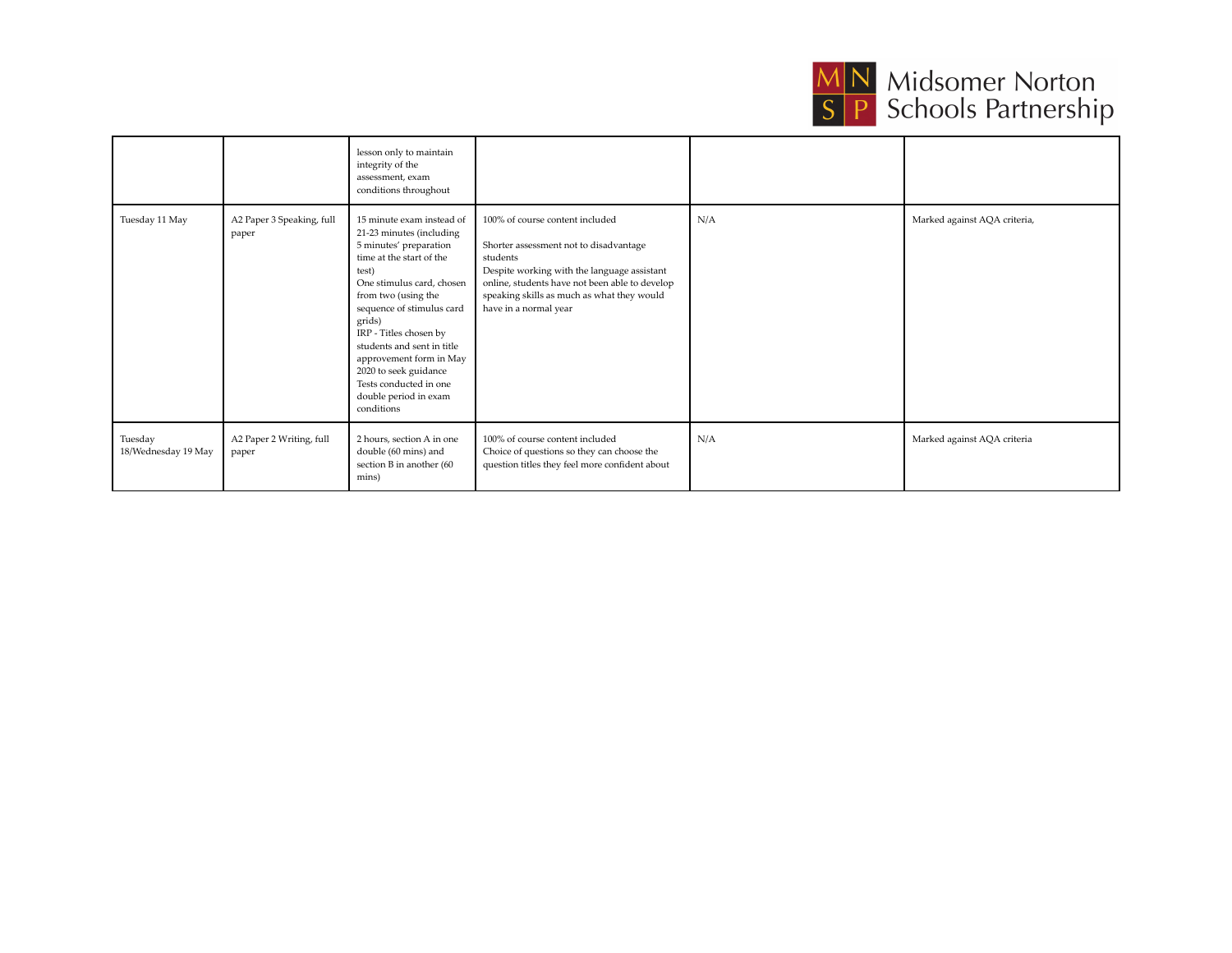| | | | | | |
|---|---|---|---|---|---|
| | | lesson only to maintain integrity of the assessment, exam conditions throughout | | | |
| Tuesday 11 May | A2 Paper 3 Speaking, full paper | 15 minute exam instead of 21-23 minutes (including 5 minutes' preparation time at the start of the test)<br>One stimulus card, chosen from two (using the sequence of stimulus card grids)<br>IRP - Titles chosen by students and sent in title approvement form in May 2020 to seek guidance<br>Tests conducted in one double period in exam conditions | 100% of course content included<br><br>Shorter assessment not to disadvantage students<br>Despite working with the language assistant online, students have not been able to develop speaking skills as much as what they would have in a normal year | N/A | Marked against AQA criteria, |
| Tuesday 18/Wednesday 19 May | A2 Paper 2 Writing, full paper | 2 hours, section A in one double (60 mins) and section B in another (60 mins) | 100% of course content included<br>Choice of questions so they can choose the question titles they feel more confident about | N/A | Marked against AQA criteria |